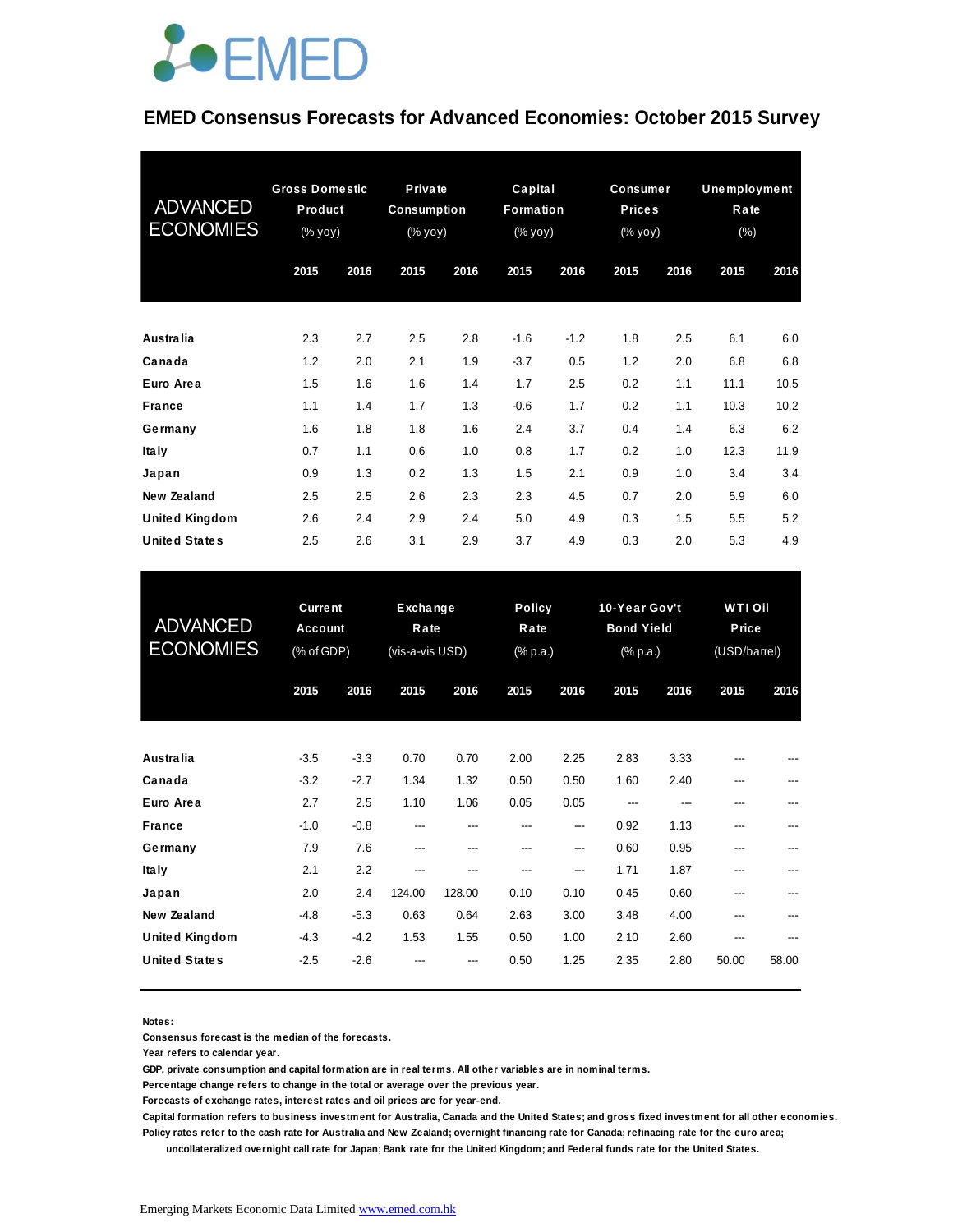# EMED Consensus Forecasts for Advanced Economies: October 2015 Survey

| ADVANCED ECONOMIES | Gross Domestic Product (% yoy) | | Private Consumption (% yoy) | | Capital Formation (% yoy) | | Consumer Prices (% yoy) | | Unemployment Rate (%) | |
|---|---|---|---|---|---|---|---|---|---|---|
| | 2015 | 2016 | 2015 | 2016 | 2015 | 2016 | 2015 | 2016 | 2015 | 2016 |
| Australia | 2.3 | 2.7 | 2.5 | 2.8 | -1.6 | -1.2 | 1.8 | 2.5 | 6.1 | 6.0 |
| Canada | 1.2 | 2.0 | 2.1 | 1.9 | -3.7 | 0.5 | 1.2 | 2.0 | 6.8 | 6.8 |
| Euro Area | 1.5 | 1.6 | 1.6 | 1.4 | 1.7 | 2.5 | 0.2 | 1.1 | 11.1 | 10.5 |
| France | 1.1 | 1.4 | 1.7 | 1.3 | -0.6 | 1.7 | 0.2 | 1.1 | 10.3 | 10.2 |
| Germany | 1.6 | 1.8 | 1.8 | 1.6 | 2.4 | 3.7 | 0.4 | 1.4 | 6.3 | 6.2 |
| Italy | 0.7 | 1.1 | 0.6 | 1.0 | 0.8 | 1.7 | 0.2 | 1.0 | 12.3 | 11.9 |
| Japan | 0.9 | 1.3 | 0.2 | 1.3 | 1.5 | 2.1 | 0.9 | 1.0 | 3.4 | 3.4 |
| New Zealand | 2.5 | 2.5 | 2.6 | 2.3 | 2.3 | 4.5 | 0.7 | 2.0 | 5.9 | 6.0 |
| United Kingdom | 2.6 | 2.4 | 2.9 | 2.4 | 5.0 | 4.9 | 0.3 | 1.5 | 5.5 | 5.2 |
| United States | 2.5 | 2.6 | 3.1 | 2.9 | 3.7 | 4.9 | 0.3 | 2.0 | 5.3 | 4.9 |

| ADVANCED ECONOMIES | Current Account (% of GDP) | | Exchange Rate (vis-a-vis USD) | | Policy Rate (% p.a.) | | 10-Year Gov't Bond Yield (% p.a.) | | WTI Oil Price (USD/barrel) | |
|---|---|---|---|---|---|---|---|---|---|---|
| | 2015 | 2016 | 2015 | 2016 | 2015 | 2016 | 2015 | 2016 | 2015 | 2016 |
| Australia | -3.5 | -3.3 | 0.70 | 0.70 | 2.00 | 2.25 | 2.83 | 3.33 | --- | --- |
| Canada | -3.2 | -2.7 | 1.34 | 1.32 | 0.50 | 0.50 | 1.60 | 2.40 | --- | --- |
| Euro Area | 2.7 | 2.5 | 1.10 | 1.06 | 0.05 | 0.05 | --- | --- | --- | --- |
| France | -1.0 | -0.8 | --- | --- | --- | --- | 0.92 | 1.13 | --- | --- |
| Germany | 7.9 | 7.6 | --- | --- | --- | --- | 0.60 | 0.95 | --- | --- |
| Italy | 2.1 | 2.2 | --- | --- | --- | --- | 1.71 | 1.87 | --- | --- |
| Japan | 2.0 | 2.4 | 124.00 | 128.00 | 0.10 | 0.10 | 0.45 | 0.60 | --- | --- |
| New Zealand | -4.8 | -5.3 | 0.63 | 0.64 | 2.63 | 3.00 | 3.48 | 4.00 | --- | --- |
| United Kingdom | -4.3 | -4.2 | 1.53 | 1.55 | 0.50 | 1.00 | 2.10 | 2.60 | --- | --- |
| United States | -2.5 | -2.6 | --- | --- | 0.50 | 1.25 | 2.35 | 2.80 | 50.00 | 58.00 |

**Notes:**

Consensus forecast is the median of the forecasts.

Year refers to calendar year.

GDP, private consumption and capital formation are in real terms. All other variables are in nominal terms.

Percentage change refers to change in the total or average over the previous year.

Forecasts of exchange rates, interest rates and oil prices are for year-end.

Capital formation refers to business investment for Australia, Canada and the United States; and gross fixed investment for all other economies.

Policy rates refer to the cash rate for Australia and New Zealand; overnight financing rate for Canada; refinacing rate for the euro area; uncollateralized overnight call rate for Japan; Bank rate for the United Kingdom; and Federal funds rate for the United States.

Emerging Markets Economic Data Limited www.emed.com.hk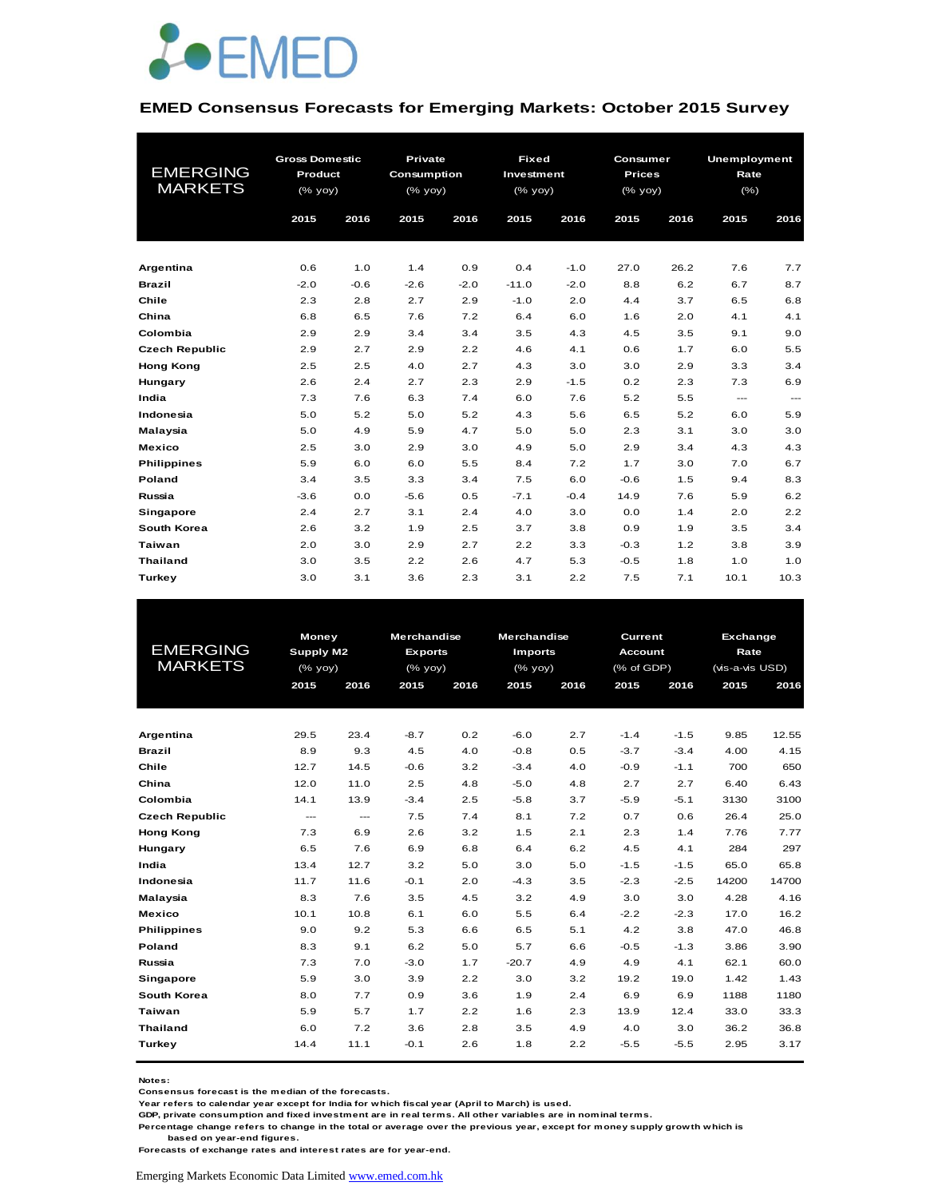EMED

## EMED Consensus Forecasts for Emerging Markets: October 2015 Survey

| EMERGING MARKETS | Gross Domestic Product (% yoy) | | Private Consumption (% yoy) | | Fixed Investment (% yoy) | | Consumer Prices (% yoy) | | Unemployment Rate (%) | |
|---|---|---|---|---|---|---|---|---|---|---|
| | 2015 | 2016 | 2015 | 2016 | 2015 | 2016 | 2015 | 2016 | 2015 | 2016 |
| Argentina | 0.6 | 1.0 | 1.4 | 0.9 | 0.4 | -1.0 | 27.0 | 26.2 | 7.6 | 7.7 |
| Brazil | -2.0 | -0.6 | -2.6 | -2.0 | -11.0 | -2.0 | 8.8 | 6.2 | 6.7 | 8.7 |
| Chile | 2.3 | 2.8 | 2.7 | 2.9 | -1.0 | 2.0 | 4.4 | 3.7 | 6.5 | 6.8 |
| China | 6.8 | 6.5 | 7.6 | 7.2 | 6.4 | 6.0 | 1.6 | 2.0 | 4.1 | 4.1 |
| Colombia | 2.9 | 2.9 | 3.4 | 3.4 | 3.5 | 4.3 | 4.5 | 3.5 | 9.1 | 9.0 |
| Czech Republic | 2.9 | 2.7 | 2.9 | 2.2 | 4.6 | 4.1 | 0.6 | 1.7 | 6.0 | 5.5 |
| Hong Kong | 2.5 | 2.5 | 4.0 | 2.7 | 4.3 | 3.0 | 3.0 | 2.9 | 3.3 | 3.4 |
| Hungary | 2.6 | 2.4 | 2.7 | 2.3 | 2.9 | -1.5 | 0.2 | 2.3 | 7.3 | 6.9 |
| India | 7.3 | 7.6 | 6.3 | 7.4 | 6.0 | 7.6 | 5.2 | 5.5 | --- | --- |
| Indonesia | 5.0 | 5.2 | 5.0 | 5.2 | 4.3 | 5.6 | 6.5 | 5.2 | 6.0 | 5.9 |
| Malaysia | 5.0 | 4.9 | 5.9 | 4.7 | 5.0 | 5.0 | 2.3 | 3.1 | 3.0 | 3.0 |
| Mexico | 2.5 | 3.0 | 2.9 | 3.0 | 4.9 | 5.0 | 2.9 | 3.4 | 4.3 | 4.3 |
| Philippines | 5.9 | 6.0 | 6.0 | 5.5 | 8.4 | 7.2 | 1.7 | 3.0 | 7.0 | 6.7 |
| Poland | 3.4 | 3.5 | 3.3 | 3.4 | 7.5 | 6.0 | -0.6 | 1.5 | 9.4 | 8.3 |
| Russia | -3.6 | 0.0 | -5.6 | 0.5 | -7.1 | -0.4 | 14.9 | 7.6 | 5.9 | 6.2 |
| Singapore | 2.4 | 2.7 | 3.1 | 2.4 | 4.0 | 3.0 | 0.0 | 1.4 | 2.0 | 2.2 |
| South Korea | 2.6 | 3.2 | 1.9 | 2.5 | 3.7 | 3.8 | 0.9 | 1.9 | 3.5 | 3.4 |
| Taiwan | 2.0 | 3.0 | 2.9 | 2.7 | 2.2 | 3.3 | -0.3 | 1.2 | 3.8 | 3.9 |
| Thailand | 3.0 | 3.5 | 2.2 | 2.6 | 4.7 | 5.3 | -0.5 | 1.8 | 1.0 | 1.0 |
| Turkey | 3.0 | 3.1 | 3.6 | 2.3 | 3.1 | 2.2 | 7.5 | 7.1 | 10.1 | 10.3 |

| EMERGING MARKETS | Money Supply M2 (% yoy) | | Merchandise Exports (% yoy) | | Merchandise Imports (% yoy) | | Current Account (% of GDP) | | Exchange Rate (vis-a-vis USD) | |
|---|---|---|---|---|---|---|---|---|---|---|
| | 2015 | 2016 | 2015 | 2016 | 2015 | 2016 | 2015 | 2016 | 2015 | 2016 |
| Argentina | 29.5 | 23.4 | -8.7 | 0.2 | -6.0 | 2.7 | -1.4 | -1.5 | 9.85 | 12.55 |
| Brazil | 8.9 | 9.3 | 4.5 | 4.0 | -0.8 | 0.5 | -3.7 | -3.4 | 4.00 | 4.15 |
| Chile | 12.7 | 14.5 | -0.6 | 3.2 | -3.4 | 4.0 | -0.9 | -1.1 | 700 | 650 |
| China | 12.0 | 11.0 | 2.5 | 4.8 | -5.0 | 4.8 | 2.7 | 2.7 | 6.40 | 6.43 |
| Colombia | 14.1 | 13.9 | -3.4 | 2.5 | -5.8 | 3.7 | -5.9 | -5.1 | 3130 | 3100 |
| Czech Republic | --- | --- | 7.5 | 7.4 | 8.1 | 7.2 | 0.7 | 0.6 | 26.4 | 25.0 |
| Hong Kong | 7.3 | 6.9 | 2.6 | 3.2 | 1.5 | 2.1 | 2.3 | 1.4 | 7.76 | 7.77 |
| Hungary | 6.5 | 7.6 | 6.9 | 6.8 | 6.4 | 6.2 | 4.5 | 4.1 | 284 | 297 |
| India | 13.4 | 12.7 | 3.2 | 5.0 | 3.0 | 5.0 | -1.5 | -1.5 | 65.0 | 65.8 |
| Indonesia | 11.7 | 11.6 | -0.1 | 2.0 | -4.3 | 3.5 | -2.3 | -2.5 | 14200 | 14700 |
| Malaysia | 8.3 | 7.6 | 3.5 | 4.5 | 3.2 | 4.9 | 3.0 | 3.0 | 4.28 | 4.16 |
| Mexico | 10.1 | 10.8 | 6.1 | 6.0 | 5.5 | 6.4 | -2.2 | -2.3 | 17.0 | 16.2 |
| Philippines | 9.0 | 9.2 | 5.3 | 6.6 | 6.5 | 5.1 | 4.2 | 3.8 | 47.0 | 46.8 |
| Poland | 8.3 | 9.1 | 6.2 | 5.0 | 5.7 | 6.6 | -0.5 | -1.3 | 3.86 | 3.90 |
| Russia | 7.3 | 7.0 | -3.0 | 1.7 | -20.7 | 4.9 | 4.9 | 4.1 | 62.1 | 60.0 |
| Singapore | 5.9 | 3.0 | 3.9 | 2.2 | 3.0 | 3.2 | 19.2 | 19.0 | 1.42 | 1.43 |
| South Korea | 8.0 | 7.7 | 0.9 | 3.6 | 1.9 | 2.4 | 6.9 | 6.9 | 1188 | 1180 |
| Taiwan | 5.9 | 5.7 | 1.7 | 2.2 | 1.6 | 2.3 | 13.9 | 12.4 | 33.0 | 33.3 |
| Thailand | 6.0 | 7.2 | 3.6 | 2.8 | 3.5 | 4.9 | 4.0 | 3.0 | 36.2 | 36.8 |
| Turkey | 14.4 | 11.1 | -0.1 | 2.6 | 1.8 | 2.2 | -5.5 | -5.5 | 2.95 | 3.17 |

Notes:
Consensus forecast is the median of the forecasts.
Year refers to calendar year except for India for which fiscal year (April to March) is used.
GDP, private consumption and fixed investment are in real terms. All other variables are in nominal terms.
Percentage change refers to change in the total or average over the previous year, except for money supply growth which is based on year-end figures.
Forecasts of exchange rates and interest rates are for year-end.

Emerging Markets Economic Data Limited www.emed.com.hk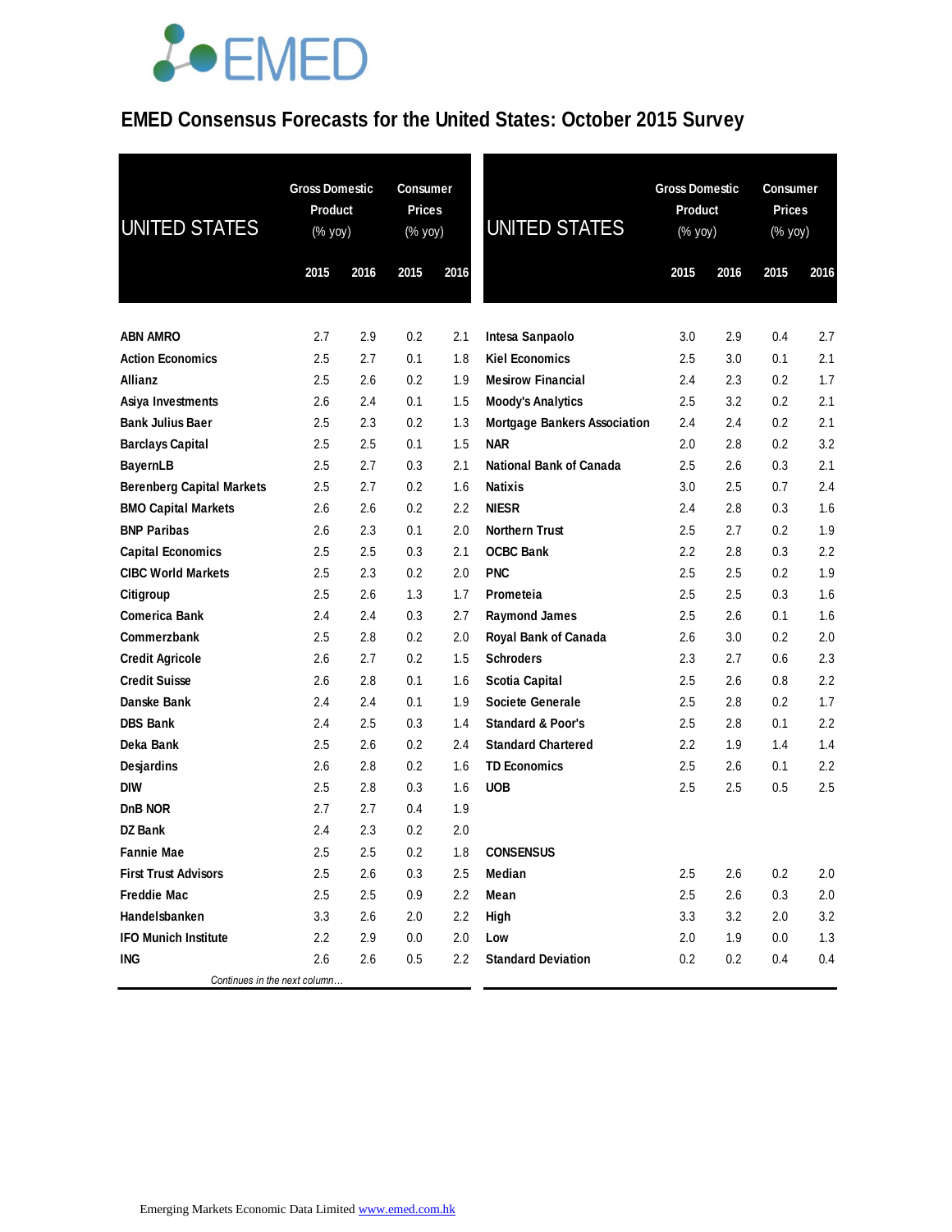# EMED Consensus Forecasts for the United States: October 2015 Survey

| UNITED STATES | Gross Domestic Product (% yoy) | | Consumer Prices (% yoy) | |
|---|---|---|---|---|
| | 2015 | 2016 | 2015 | 2016 |
| ABN AMRO | 2.7 | 2.9 | 0.2 | 2.1 |
| Action Economics | 2.5 | 2.7 | 0.1 | 1.8 |
| Allianz | 2.5 | 2.6 | 0.2 | 1.9 |
| Asiya Investments | 2.6 | 2.4 | 0.1 | 1.5 |
| Bank Julius Baer | 2.5 | 2.3 | 0.2 | 1.3 |
| Barclays Capital | 2.5 | 2.5 | 0.1 | 1.5 |
| BayernLB | 2.5 | 2.7 | 0.3 | 2.1 |
| Berenberg Capital Markets | 2.5 | 2.7 | 0.2 | 1.6 |
| BMO Capital Markets | 2.6 | 2.6 | 0.2 | 2.2 |
| BNP Paribas | 2.6 | 2.3 | 0.1 | 2.0 |
| Capital Economics | 2.5 | 2.5 | 0.3 | 2.1 |
| CIBC World Markets | 2.5 | 2.3 | 0.2 | 2.0 |
| Citigroup | 2.5 | 2.6 | 1.3 | 1.7 |
| Comerica Bank | 2.4 | 2.4 | 0.3 | 2.7 |
| Commerzbank | 2.5 | 2.8 | 0.2 | 2.0 |
| Credit Agricole | 2.6 | 2.7 | 0.2 | 1.5 |
| Credit Suisse | 2.6 | 2.8 | 0.1 | 1.6 |
| Danske Bank | 2.4 | 2.4 | 0.1 | 1.9 |
| DBS Bank | 2.4 | 2.5 | 0.3 | 1.4 |
| Deka Bank | 2.5 | 2.6 | 0.2 | 2.4 |
| Desjardins | 2.6 | 2.8 | 0.2 | 1.6 |
| DIW | 2.5 | 2.8 | 0.3 | 1.6 |
| DnB NOR | 2.7 | 2.7 | 0.4 | 1.9 |
| DZ Bank | 2.4 | 2.3 | 0.2 | 2.0 |
| Fannie Mae | 2.5 | 2.5 | 0.2 | 1.8 |
| First Trust Advisors | 2.5 | 2.6 | 0.3 | 2.5 |
| Freddie Mac | 2.5 | 2.5 | 0.9 | 2.2 |
| Handelsbanken | 3.3 | 2.6 | 2.0 | 2.2 |
| IFO Munich Institute | 2.2 | 2.9 | 0.0 | 2.0 |
| ING | 2.6 | 2.6 | 0.5 | 2.2 |
| Intesa Sanpaolo | 3.0 | 2.9 | 0.4 | 2.7 |
| Kiel Economics | 2.5 | 3.0 | 0.1 | 2.1 |
| Mesirow Financial | 2.4 | 2.3 | 0.2 | 1.7 |
| Moody's Analytics | 2.5 | 3.2 | 0.2 | 2.1 |
| Mortgage Bankers Association | 2.4 | 2.4 | 0.2 | 2.1 |
| NAR | 2.0 | 2.8 | 0.2 | 3.2 |
| National Bank of Canada | 2.5 | 2.6 | 0.3 | 2.1 |
| Natixis | 3.0 | 2.5 | 0.7 | 2.4 |
| NIESR | 2.4 | 2.8 | 0.3 | 1.6 |
| Northern Trust | 2.5 | 2.7 | 0.2 | 1.9 |
| OCBC Bank | 2.2 | 2.8 | 0.3 | 2.2 |
| PNC | 2.5 | 2.5 | 0.2 | 1.9 |
| Prometeia | 2.5 | 2.5 | 0.3 | 1.6 |
| Raymond James | 2.5 | 2.6 | 0.1 | 1.6 |
| Royal Bank of Canada | 2.6 | 3.0 | 0.2 | 2.0 |
| Schroders | 2.3 | 2.7 | 0.6 | 2.3 |
| Scotia Capital | 2.5 | 2.6 | 0.8 | 2.2 |
| Societe Generale | 2.5 | 2.8 | 0.2 | 1.7 |
| Standard & Poor's | 2.5 | 2.8 | 0.1 | 2.2 |
| Standard Chartered | 2.2 | 1.9 | 1.4 | 1.4 |
| TD Economics | 2.5 | 2.6 | 0.1 | 2.2 |
| UOB | 2.5 | 2.5 | 0.5 | 2.5 |
| **CONSENSUS** | | | | |
| Median | 2.5 | 2.6 | 0.2 | 2.0 |
| Mean | 2.5 | 2.6 | 0.3 | 2.0 |
| High | 3.3 | 3.2 | 2.0 | 3.2 |
| Low | 2.0 | 1.9 | 0.0 | 1.3 |
| Standard Deviation | 0.2 | 0.2 | 0.4 | 0.4 |

Emerging Markets Economic Data Limited www.emed.com.hk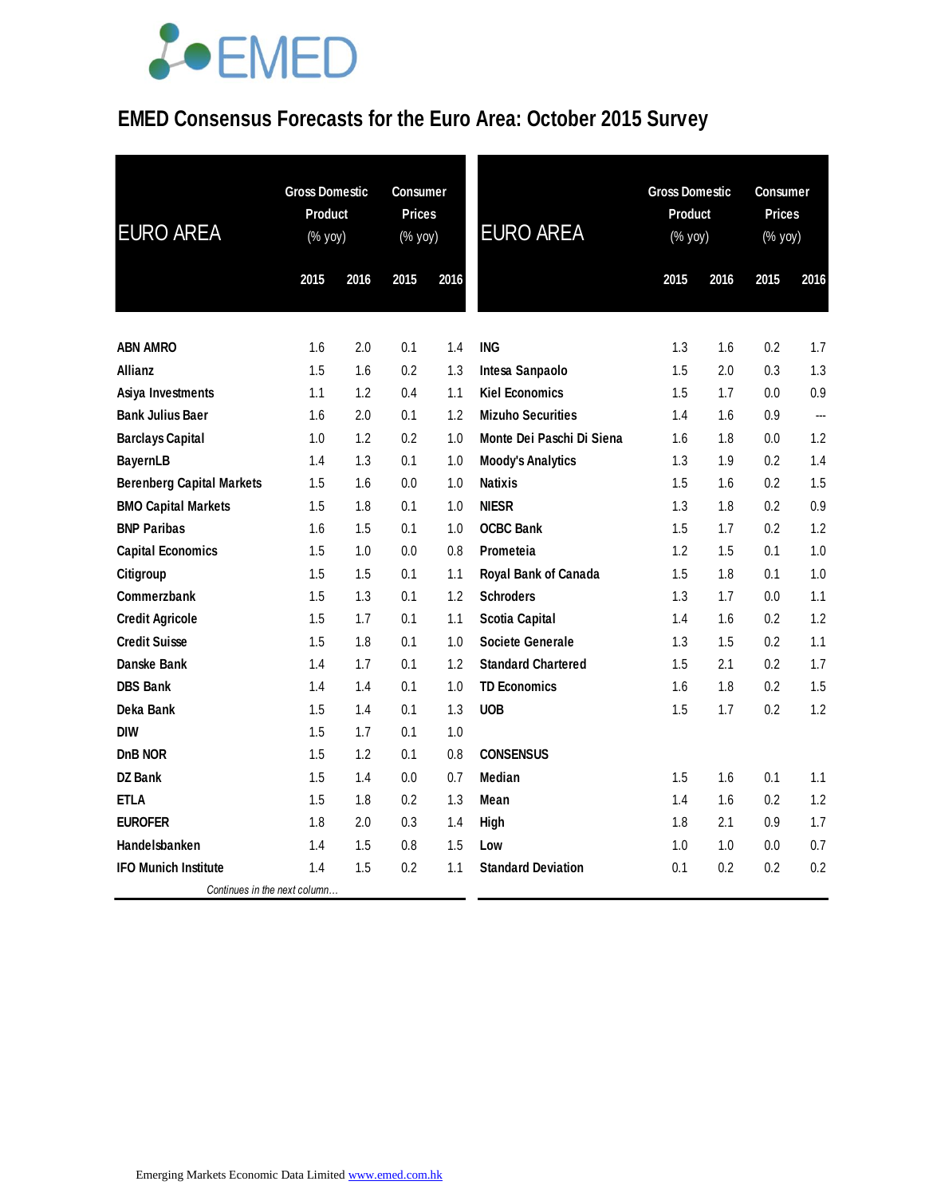# EMED Consensus Forecasts for the Euro Area: October 2015 Survey

| EURO AREA | Gross Domestic Product (% yoy) | | Consumer Prices (% yoy) | |
|---|---|---|---|---|
| | 2015 | 2016 | 2015 | 2016 |
| **ABN AMRO** | 1.6 | 2.0 | 0.1 | 1.4 |
| **Allianz** | 1.5 | 1.6 | 0.2 | 1.3 |
| **Asiya Investments** | 1.1 | 1.2 | 0.4 | 1.1 |
| **Bank Julius Baer** | 1.6 | 2.0 | 0.1 | 1.2 |
| **Barclays Capital** | 1.0 | 1.2 | 0.2 | 1.0 |
| **BayernLB** | 1.4 | 1.3 | 0.1 | 1.0 |
| **Berenberg Capital Markets** | 1.5 | 1.6 | 0.0 | 1.0 |
| **BMO Capital Markets** | 1.5 | 1.8 | 0.1 | 1.0 |
| **BNP Paribas** | 1.6 | 1.5 | 0.1 | 1.0 |
| **Capital Economics** | 1.5 | 1.0 | 0.0 | 0.8 |
| **Citigroup** | 1.5 | 1.5 | 0.1 | 1.1 |
| **Commerzbank** | 1.5 | 1.3 | 0.1 | 1.2 |
| **Credit Agricole** | 1.5 | 1.7 | 0.1 | 1.1 |
| **Credit Suisse** | 1.5 | 1.8 | 0.1 | 1.0 |
| **Danske Bank** | 1.4 | 1.7 | 0.1 | 1.2 |
| **DBS Bank** | 1.4 | 1.4 | 0.1 | 1.0 |
| **Deka Bank** | 1.5 | 1.4 | 0.1 | 1.3 |
| **DIW** | 1.5 | 1.7 | 0.1 | 1.0 |
| **DnB NOR** | 1.5 | 1.2 | 0.1 | 0.8 |
| **DZ Bank** | 1.5 | 1.4 | 0.0 | 0.7 |
| **ETLA** | 1.5 | 1.8 | 0.2 | 1.3 |
| **EUROFER** | 1.8 | 2.0 | 0.3 | 1.4 |
| **Handelsbanken** | 1.4 | 1.5 | 0.8 | 1.5 |
| **IFO Munich Institute** | 1.4 | 1.5 | 0.2 | 1.1 |
| **ING** | 1.3 | 1.6 | 0.2 | 1.7 |
| **Intesa Sanpaolo** | 1.5 | 2.0 | 0.3 | 1.3 |
| **Kiel Economics** | 1.5 | 1.7 | 0.0 | 0.9 |
| **Mizuho Securities** | 1.4 | 1.6 | 0.9 | --- |
| **Monte Dei Paschi Di Siena** | 1.6 | 1.8 | 0.0 | 1.2 |
| **Moody's Analytics** | 1.3 | 1.9 | 0.2 | 1.4 |
| **Natixis** | 1.5 | 1.6 | 0.2 | 1.5 |
| **NIESR** | 1.3 | 1.8 | 0.2 | 0.9 |
| **OCBC Bank** | 1.5 | 1.7 | 0.2 | 1.2 |
| **Prometeia** | 1.2 | 1.5 | 0.1 | 1.0 |
| **Royal Bank of Canada** | 1.5 | 1.8 | 0.1 | 1.0 |
| **Schroders** | 1.3 | 1.7 | 0.0 | 1.1 |
| **Scotia Capital** | 1.4 | 1.6 | 0.2 | 1.2 |
| **Societe Generale** | 1.3 | 1.5 | 0.2 | 1.1 |
| **Standard Chartered** | 1.5 | 2.1 | 0.2 | 1.7 |
| **TD Economics** | 1.6 | 1.8 | 0.2 | 1.5 |
| **UOB** | 1.5 | 1.7 | 0.2 | 1.2 |
| **CONSENSUS** | | | | |
| **Median** | 1.5 | 1.6 | 0.1 | 1.1 |
| **Mean** | 1.4 | 1.6 | 0.2 | 1.2 |
| **High** | 1.8 | 2.1 | 0.9 | 1.7 |
| **Low** | 1.0 | 1.0 | 0.0 | 0.7 |
| **Standard Deviation** | 0.1 | 0.2 | 0.2 | 0.2 |

Emerging Markets Economic Data Limited www.emed.com.hk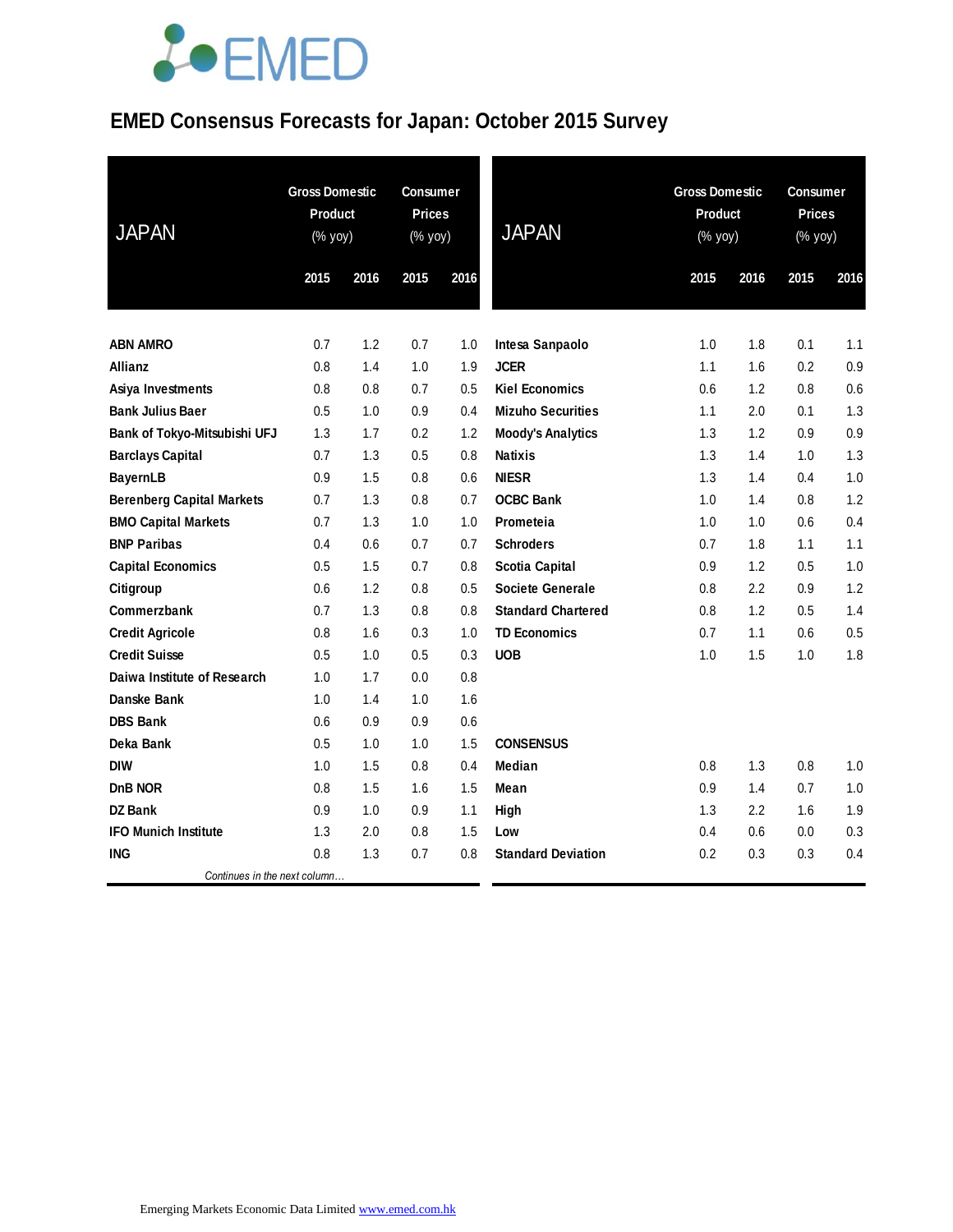# EMED Consensus Forecasts for Japan: October 2015 Survey

| JAPAN | Gross Domestic Product (% yoy) | | Consumer Prices (% yoy) | |
|---|---|---|---|---|
| | 2015 | 2016 | 2015 | 2016 |
| ABN AMRO | 0.7 | 1.2 | 0.7 | 1.0 |
| Allianz | 0.8 | 1.4 | 1.0 | 1.9 |
| Asiya Investments | 0.8 | 0.8 | 0.7 | 0.5 |
| Bank Julius Baer | 0.5 | 1.0 | 0.9 | 0.4 |
| Bank of Tokyo-Mitsubishi UFJ | 1.3 | 1.7 | 0.2 | 1.2 |
| Barclays Capital | 0.7 | 1.3 | 0.5 | 0.8 |
| BayernLB | 0.9 | 1.5 | 0.8 | 0.6 |
| Berenberg Capital Markets | 0.7 | 1.3 | 0.8 | 0.7 |
| BMO Capital Markets | 0.7 | 1.3 | 1.0 | 1.0 |
| BNP Paribas | 0.4 | 0.6 | 0.7 | 0.7 |
| Capital Economics | 0.5 | 1.5 | 0.7 | 0.8 |
| Citigroup | 0.6 | 1.2 | 0.8 | 0.5 |
| Commerzbank | 0.7 | 1.3 | 0.8 | 0.8 |
| Credit Agricole | 0.8 | 1.6 | 0.3 | 1.0 |
| Credit Suisse | 0.5 | 1.0 | 0.5 | 0.3 |
| Daiwa Institute of Research | 1.0 | 1.7 | 0.0 | 0.8 |
| Danske Bank | 1.0 | 1.4 | 1.0 | 1.6 |
| DBS Bank | 0.6 | 0.9 | 0.9 | 0.6 |
| Deka Bank | 0.5 | 1.0 | 1.0 | 1.5 |
| DIW | 1.0 | 1.5 | 0.8 | 0.4 |
| DnB NOR | 0.8 | 1.5 | 1.6 | 1.5 |
| DZ Bank | 0.9 | 1.0 | 0.9 | 1.1 |
| IFO Munich Institute | 1.3 | 2.0 | 0.8 | 1.5 |
| ING | 0.8 | 1.3 | 0.7 | 0.8 |
| Intesa Sanpaolo | 1.0 | 1.8 | 0.1 | 1.1 |
| JCER | 1.1 | 1.6 | 0.2 | 0.9 |
| Kiel Economics | 0.6 | 1.2 | 0.8 | 0.6 |
| Mizuho Securities | 1.1 | 2.0 | 0.1 | 1.3 |
| Moody's Analytics | 1.3 | 1.2 | 0.9 | 0.9 |
| Natixis | 1.3 | 1.4 | 1.0 | 1.3 |
| NIESR | 1.3 | 1.4 | 0.4 | 1.0 |
| OCBC Bank | 1.0 | 1.4 | 0.8 | 1.2 |
| Prometeia | 1.0 | 1.0 | 0.6 | 0.4 |
| Schroders | 0.7 | 1.8 | 1.1 | 1.1 |
| Scotia Capital | 0.9 | 1.2 | 0.5 | 1.0 |
| Societe Generale | 0.8 | 2.2 | 0.9 | 1.2 |
| Standard Chartered | 0.8 | 1.2 | 0.5 | 1.4 |
| TD Economics | 0.7 | 1.1 | 0.6 | 0.5 |
| UOB | 1.0 | 1.5 | 1.0 | 1.8 |
| **CONSENSUS** | | | | |
| Median | 0.8 | 1.3 | 0.8 | 1.0 |
| Mean | 0.9 | 1.4 | 0.7 | 1.0 |
| High | 1.3 | 2.2 | 1.6 | 1.9 |
| Low | 0.4 | 0.6 | 0.0 | 0.3 |
| Standard Deviation | 0.2 | 0.3 | 0.3 | 0.4 |

Emerging Markets Economic Data Limited www.emed.com.hk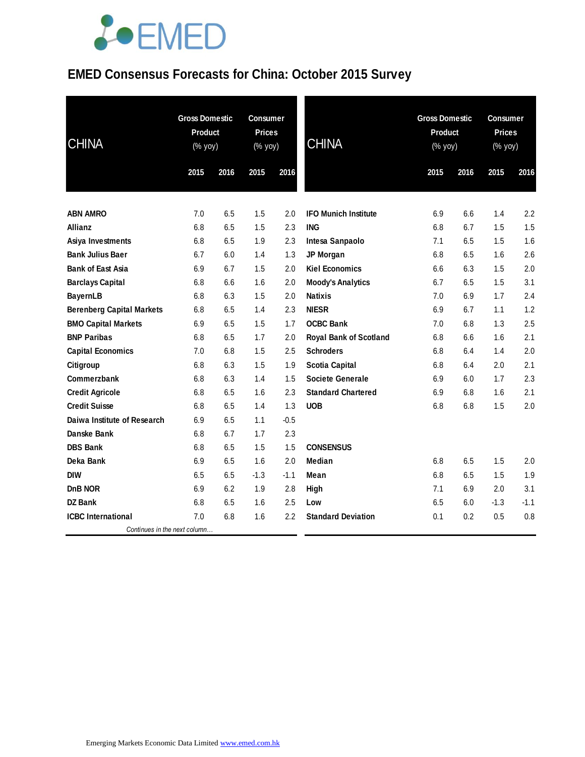# EMED Consensus Forecasts for China: October 2015 Survey

| CHINA | Gross Domestic Product (% yoy) 2015 | Gross Domestic Product (% yoy) 2016 | Consumer Prices (% yoy) 2015 | Consumer Prices (% yoy) 2016 |
|---|---|---|---|---|
| **ABN AMRO** | 7.0 | 6.5 | 1.5 | 2.0 |
| **Allianz** | 6.8 | 6.5 | 1.5 | 2.3 |
| **Asiya Investments** | 6.8 | 6.5 | 1.9 | 2.3 |
| **Bank Julius Baer** | 6.7 | 6.0 | 1.4 | 1.3 |
| **Bank of East Asia** | 6.9 | 6.7 | 1.5 | 2.0 |
| **Barclays Capital** | 6.8 | 6.6 | 1.6 | 2.0 |
| **BayernLB** | 6.8 | 6.3 | 1.5 | 2.0 |
| **Berenberg Capital Markets** | 6.8 | 6.5 | 1.4 | 2.3 |
| **BMO Capital Markets** | 6.9 | 6.5 | 1.5 | 1.7 |
| **BNP Paribas** | 6.8 | 6.5 | 1.7 | 2.0 |
| **Capital Economics** | 7.0 | 6.8 | 1.5 | 2.5 |
| **Citigroup** | 6.8 | 6.3 | 1.5 | 1.9 |
| **Commerzbank** | 6.8 | 6.3 | 1.4 | 1.5 |
| **Credit Agricole** | 6.8 | 6.5 | 1.6 | 2.3 |
| **Credit Suisse** | 6.8 | 6.5 | 1.4 | 1.3 |
| **Daiwa Institute of Research** | 6.9 | 6.5 | 1.1 | -0.5 |
| **Danske Bank** | 6.8 | 6.7 | 1.7 | 2.3 |
| **DBS Bank** | 6.8 | 6.5 | 1.5 | 1.5 |
| **Deka Bank** | 6.9 | 6.5 | 1.6 | 2.0 |
| **DIW** | 6.5 | 6.5 | -1.3 | -1.1 |
| **DnB NOR** | 6.9 | 6.2 | 1.9 | 2.8 |
| **DZ Bank** | 6.8 | 6.5 | 1.6 | 2.5 |
| **ICBC International** | 7.0 | 6.8 | 1.6 | 2.2 |
| **IFO Munich Institute** | 6.9 | 6.6 | 1.4 | 2.2 |
| **ING** | 6.8 | 6.7 | 1.5 | 1.5 |
| **Intesa Sanpaolo** | 7.1 | 6.5 | 1.5 | 1.6 |
| **JP Morgan** | 6.8 | 6.5 | 1.6 | 2.6 |
| **Kiel Economics** | 6.6 | 6.3 | 1.5 | 2.0 |
| **Moody's Analytics** | 6.7 | 6.5 | 1.5 | 3.1 |
| **Natixis** | 7.0 | 6.9 | 1.7 | 2.4 |
| **NIESR** | 6.9 | 6.7 | 1.1 | 1.2 |
| **OCBC Bank** | 7.0 | 6.8 | 1.3 | 2.5 |
| **Royal Bank of Scotland** | 6.8 | 6.6 | 1.6 | 2.1 |
| **Schroders** | 6.8 | 6.4 | 1.4 | 2.0 |
| **Scotia Capital** | 6.8 | 6.4 | 2.0 | 2.1 |
| **Societe Generale** | 6.9 | 6.0 | 1.7 | 2.3 |
| **Standard Chartered** | 6.9 | 6.8 | 1.6 | 2.1 |
| **UOB** | 6.8 | 6.8 | 1.5 | 2.0 |
| **CONSENSUS** | | | | |
| **Median** | 6.8 | 6.5 | 1.5 | 2.0 |
| **Mean** | 6.8 | 6.5 | 1.5 | 1.9 |
| **High** | 7.1 | 6.9 | 2.0 | 3.1 |
| **Low** | 6.5 | 6.0 | -1.3 | -1.1 |
| **Standard Deviation** | 0.1 | 0.2 | 0.5 | 0.8 |

Emerging Markets Economic Data Limited www.emed.com.hk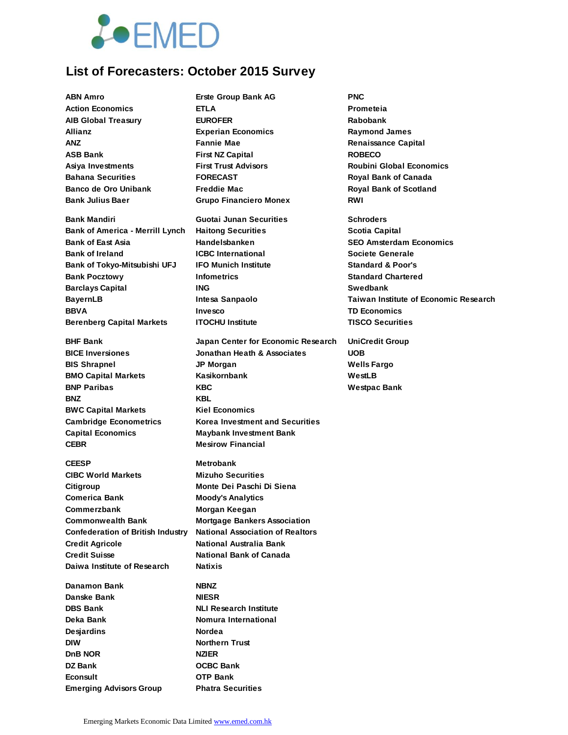EMED

# List of Forecasters: October 2015 Survey

**ABN Amro**
**Action Economics**
**AIB Global Treasury**
**Allianz**
**ANZ**
**ASB Bank**
**Asiya Investments**
**Bahana Securities**
**Banco de Oro Unibank**
**Bank Julius Baer**

**Bank Mandiri**
**Bank of America - Merrill Lynch**
**Bank of East Asia**
**Bank of Ireland**
**Bank of Tokyo-Mitsubishi UFJ**
**Bank Pocztowy**
**Barclays Capital**
**BayernLB**
**BBVA**
**Berenberg Capital Markets**

**BHF Bank**
**BICE Inversiones**
**BIS Shrapnel**
**BMO Capital Markets**
**BNP Paribas**
**BNZ**
**BWC Capital Markets**
**Cambridge Econometrics**
**Capital Economics**
**CEBR**

**CEESP**
**CIBC World Markets**
**Citigroup**
**Comerica Bank**
**Commerzbank**
**Commonwealth Bank**
**Confederation of British Industry**
**Credit Agricole**
**Credit Suisse**
**Daiwa Institute of Research**

**Danamon Bank**
**Danske Bank**
**DBS Bank**
**Deka Bank**
**Desjardins**
**DIW**
**DnB NOR**
**DZ Bank**
**Econsult**
**Emerging Advisors Group**

**Erste Group Bank AG**
**ETLA**
**EUROFER**
**Experian Economics**
**Fannie Mae**
**First NZ Capital**
**First Trust Advisors**
**FORECAST**
**Freddie Mac**
**Grupo Financiero Monex**

**Guotai Junan Securities**
**Haitong Securities**
**Handelsbanken**
**ICBC International**
**IFO Munich Institute**
**Infometrics**
**ING**
**Intesa Sanpaolo**
**Invesco**
**ITOCHU Institute**

**Japan Center for Economic Research**
**Jonathan Heath & Associates**
**JP Morgan**
**Kasikornbank**
**KBC**
**KBL**
**Kiel Economics**
**Korea Investment and Securities**
**Maybank Investment Bank**
**Mesirow Financial**

**Metrobank**
**Mizuho Securities**
**Monte Dei Paschi Di Siena**
**Moody's Analytics**
**Morgan Keegan**
**Mortgage Bankers Association**
**National Association of Realtors**
**National Australia Bank**
**National Bank of Canada**
**Natixis**

**NBNZ**
**NIESR**
**NLI Research Institute**
**Nomura International**
**Nordea**
**Northern Trust**
**NZIER**
**OCBC Bank**
**OTP Bank**
**Phatra Securities**

**PNC**
**Prometeia**
**Rabobank**
**Raymond James**
**Renaissance Capital**
**ROBECO**
**Roubini Global Economics**
**Royal Bank of Canada**
**Royal Bank of Scotland**
**RWI**

**Schroders**
**Scotia Capital**
**SEO Amsterdam Economics**
**Societe Generale**
**Standard & Poor's**
**Standard Chartered**
**Swedbank**
**Taiwan Institute of Economic Research**
**TD Economics**
**TISCO Securities**

**UniCredit Group**
**UOB**
**Wells Fargo**
**WestLB**
**Westpac Bank**

Emerging Markets Economic Data Limited www.emed.com.hk